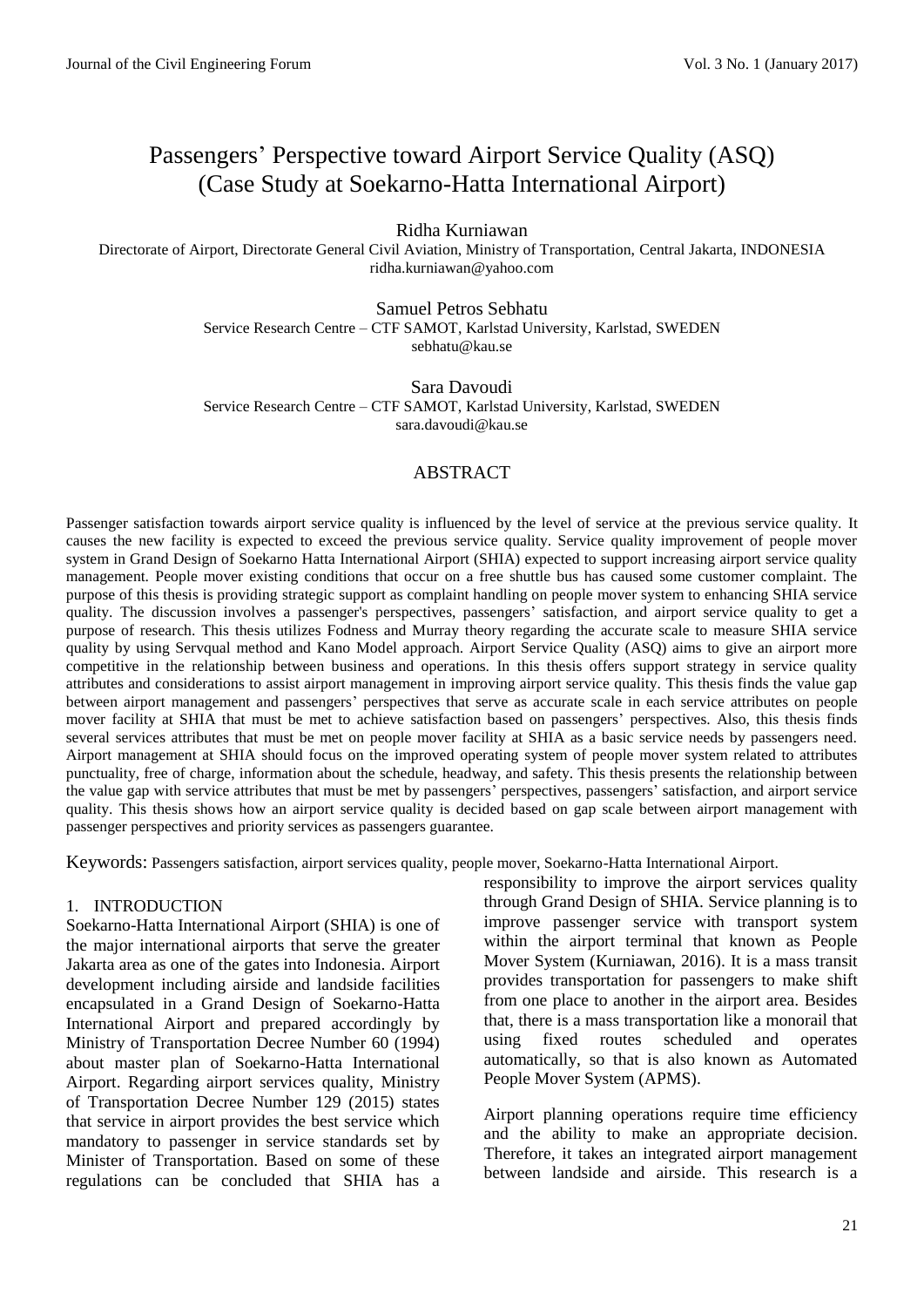# Passengers' Perspective toward Airport Service Quality (ASQ) (Case Study at Soekarno-Hatta International Airport)

Ridha Kurniawan
Directorate of Airport, Directorate General Civil Aviation, Ministry of Transportation, Central Jakarta, INDONESIA
ridha.kurniawan@yahoo.com

Samuel Petros Sebhatu
Service Research Centre – CTF SAMOT, Karlstad University, Karlstad, SWEDEN
sebhatu@kau.se

Sara Davoudi
Service Research Centre – CTF SAMOT, Karlstad University, Karlstad, SWEDEN
sara.davoudi@kau.se

## ABSTRACT

Passenger satisfaction towards airport service quality is influenced by the level of service at the previous service quality. It causes the new facility is expected to exceed the previous service quality. Service quality improvement of people mover system in Grand Design of Soekarno Hatta International Airport (SHIA) expected to support increasing airport service quality management. People mover existing conditions that occur on a free shuttle bus has caused some customer complaint. The purpose of this thesis is providing strategic support as complaint handling on people mover system to enhancing SHIA service quality. The discussion involves a passenger's perspectives, passengers' satisfaction, and airport service quality to get a purpose of research. This thesis utilizes Fodness and Murray theory regarding the accurate scale to measure SHIA service quality by using Servqual method and Kano Model approach. Airport Service Quality (ASQ) aims to give an airport more competitive in the relationship between business and operations. In this thesis offers support strategy in service quality attributes and considerations to assist airport management in improving airport service quality. This thesis finds the value gap between airport management and passengers' perspectives that serve as accurate scale in each service attributes on people mover facility at SHIA that must be met to achieve satisfaction based on passengers' perspectives. Also, this thesis finds several services attributes that must be met on people mover facility at SHIA as a basic service needs by passengers need. Airport management at SHIA should focus on the improved operating system of people mover system related to attributes punctuality, free of charge, information about the schedule, headway, and safety. This thesis presents the relationship between the value gap with service attributes that must be met by passengers' perspectives, passengers' satisfaction, and airport service quality. This thesis shows how an airport service quality is decided based on gap scale between airport management with passenger perspectives and priority services as passengers guarantee.

Keywords: Passengers satisfaction, airport services quality, people mover, Soekarno-Hatta International Airport.

## 1. INTRODUCTION

Soekarno-Hatta International Airport (SHIA) is one of the major international airports that serve the greater Jakarta area as one of the gates into Indonesia. Airport development including airside and landside facilities encapsulated in a Grand Design of Soekarno-Hatta International Airport and prepared accordingly by Ministry of Transportation Decree Number 60 (1994) about master plan of Soekarno-Hatta International Airport. Regarding airport services quality, Ministry of Transportation Decree Number 129 (2015) states that service in airport provides the best service which mandatory to passenger in service standards set by Minister of Transportation. Based on some of these regulations can be concluded that SHIA has a responsibility to improve the airport services quality through Grand Design of SHIA. Service planning is to improve passenger service with transport system within the airport terminal that known as People Mover System (Kurniawan, 2016). It is a mass transit provides transportation for passengers to make shift from one place to another in the airport area. Besides that, there is a mass transportation like a monorail that using fixed routes scheduled and operates automatically, so that is also known as Automated People Mover System (APMS).

Airport planning operations require time efficiency and the ability to make an appropriate decision. Therefore, it takes an integrated airport management between landside and airside. This research is a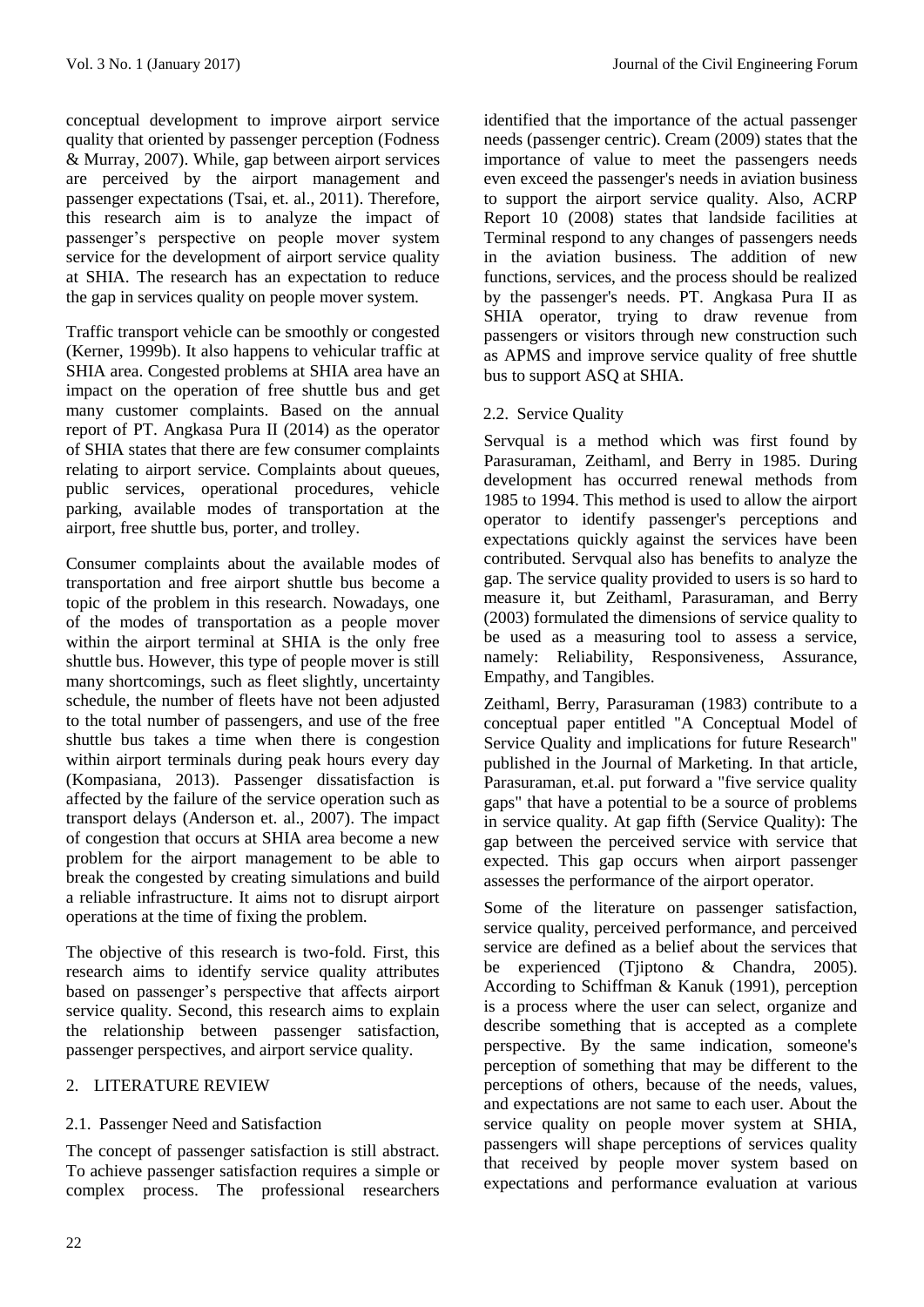conceptual development to improve airport service quality that oriented by passenger perception (Fodness & Murray, 2007). While, gap between airport services are perceived by the airport management and passenger expectations (Tsai, et. al., 2011). Therefore, this research aim is to analyze the impact of passenger's perspective on people mover system service for the development of airport service quality at SHIA. The research has an expectation to reduce the gap in services quality on people mover system.

Traffic transport vehicle can be smoothly or congested (Kerner, 1999b). It also happens to vehicular traffic at SHIA area. Congested problems at SHIA area have an impact on the operation of free shuttle bus and get many customer complaints. Based on the annual report of PT. Angkasa Pura II (2014) as the operator of SHIA states that there are few consumer complaints relating to airport service. Complaints about queues, public services, operational procedures, vehicle parking, available modes of transportation at the airport, free shuttle bus, porter, and trolley.

Consumer complaints about the available modes of transportation and free airport shuttle bus become a topic of the problem in this research. Nowadays, one of the modes of transportation as a people mover within the airport terminal at SHIA is the only free shuttle bus. However, this type of people mover is still many shortcomings, such as fleet slightly, uncertainty schedule, the number of fleets have not been adjusted to the total number of passengers, and use of the free shuttle bus takes a time when there is congestion within airport terminals during peak hours every day (Kompasiana, 2013). Passenger dissatisfaction is affected by the failure of the service operation such as transport delays (Anderson et. al., 2007). The impact of congestion that occurs at SHIA area become a new problem for the airport management to be able to break the congested by creating simulations and build a reliable infrastructure. It aims not to disrupt airport operations at the time of fixing the problem.

The objective of this research is two-fold. First, this research aims to identify service quality attributes based on passenger's perspective that affects airport service quality. Second, this research aims to explain the relationship between passenger satisfaction, passenger perspectives, and airport service quality.

## 2. LITERATURE REVIEW

### 2.1. Passenger Need and Satisfaction

The concept of passenger satisfaction is still abstract. To achieve passenger satisfaction requires a simple or complex process. The professional researchers identified that the importance of the actual passenger needs (passenger centric). Cream (2009) states that the importance of value to meet the passengers needs even exceed the passenger's needs in aviation business to support the airport service quality. Also, ACRP Report 10 (2008) states that landside facilities at Terminal respond to any changes of passengers needs in the aviation business. The addition of new functions, services, and the process should be realized by the passenger's needs. PT. Angkasa Pura II as SHIA operator, trying to draw revenue from passengers or visitors through new construction such as APMS and improve service quality of free shuttle bus to support ASQ at SHIA.

### 2.2. Service Quality

Servqual is a method which was first found by Parasuraman, Zeithaml, and Berry in 1985. During development has occurred renewal methods from 1985 to 1994. This method is used to allow the airport operator to identify passenger's perceptions and expectations quickly against the services have been contributed. Servqual also has benefits to analyze the gap. The service quality provided to users is so hard to measure it, but Zeithaml, Parasuraman, and Berry (2003) formulated the dimensions of service quality to be used as a measuring tool to assess a service, namely: Reliability, Responsiveness, Assurance, Empathy, and Tangibles.

Zeithaml, Berry, Parasuraman (1983) contribute to a conceptual paper entitled "A Conceptual Model of Service Quality and implications for future Research" published in the Journal of Marketing. In that article, Parasuraman, et.al. put forward a "five service quality gaps" that have a potential to be a source of problems in service quality. At gap fifth (Service Quality): The gap between the perceived service with service that expected. This gap occurs when airport passenger assesses the performance of the airport operator.

Some of the literature on passenger satisfaction, service quality, perceived performance, and perceived service are defined as a belief about the services that be experienced (Tjiptono & Chandra, 2005). According to Schiffman & Kanuk (1991), perception is a process where the user can select, organize and describe something that is accepted as a complete perspective. By the same indication, someone's perception of something that may be different to the perceptions of others, because of the needs, values, and expectations are not same to each user. About the service quality on people mover system at SHIA, passengers will shape perceptions of services quality that received by people mover system based on expectations and performance evaluation at various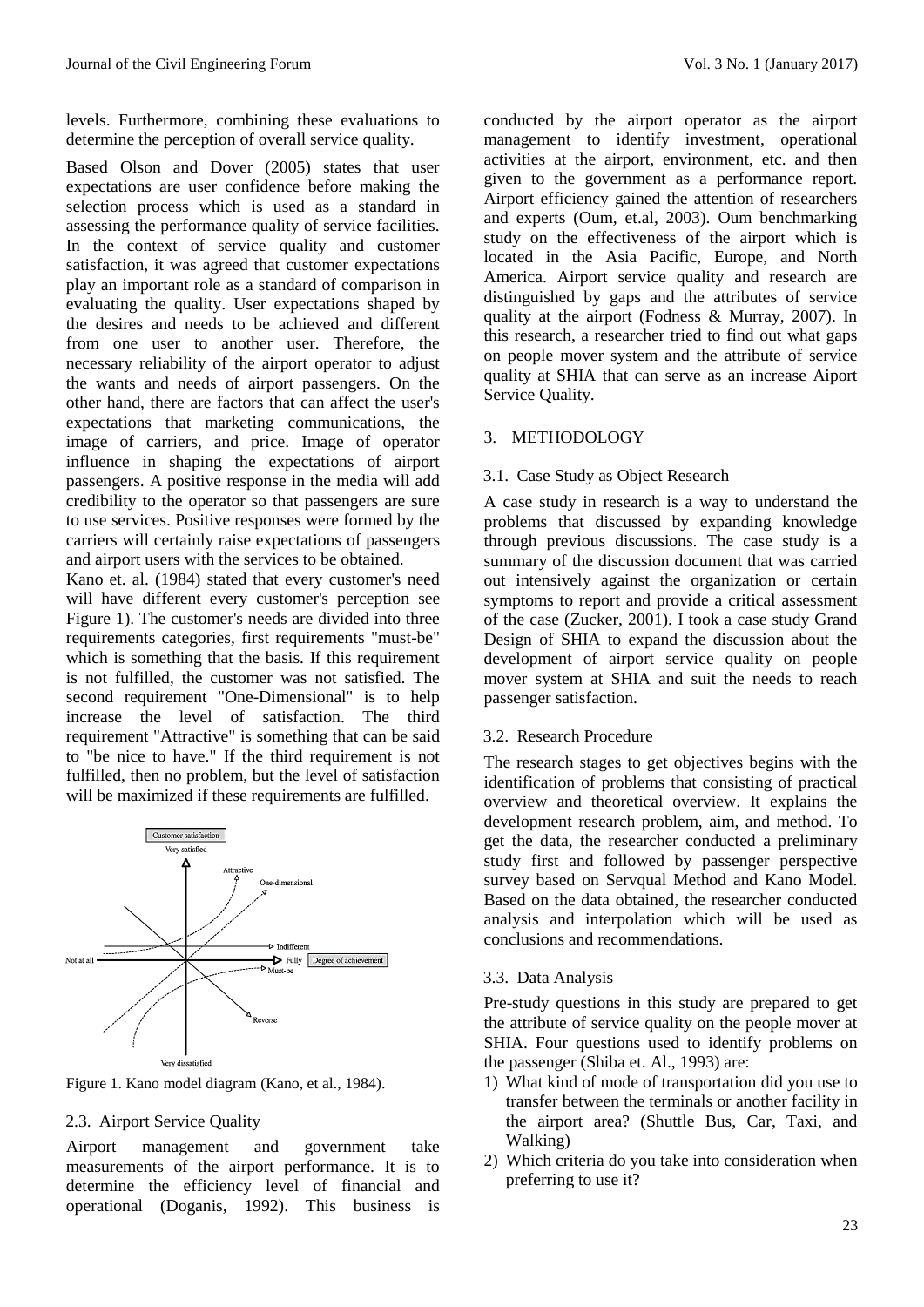levels. Furthermore, combining these evaluations to determine the perception of overall service quality.

Based Olson and Dover (2005) states that user expectations are user confidence before making the selection process which is used as a standard in assessing the performance quality of service facilities. In the context of service quality and customer satisfaction, it was agreed that customer expectations play an important role as a standard of comparison in evaluating the quality. User expectations shaped by the desires and needs to be achieved and different from one user to another user. Therefore, the necessary reliability of the airport operator to adjust the wants and needs of airport passengers. On the other hand, there are factors that can affect the user's expectations that marketing communications, the image of carriers, and price. Image of operator influence in shaping the expectations of airport passengers. A positive response in the media will add credibility to the operator so that passengers are sure to use services. Positive responses were formed by the carriers will certainly raise expectations of passengers and airport users with the services to be obtained.

Kano et. al. (1984) stated that every customer's need will have different every customer's perception see Figure 1). The customer's needs are divided into three requirements categories, first requirements "must-be" which is something that the basis. If this requirement is not fulfilled, the customer was not satisfied. The second requirement "One-Dimensional" is to help increase the level of satisfaction. The third requirement "Attractive" is something that can be said to "be nice to have." If the third requirement is not fulfilled, then no problem, but the level of satisfaction will be maximized if these requirements are fulfilled.

Figure 1. Kano model diagram (Kano, et al., 1984).

### 2.3. Airport Service Quality

Airport management and government take measurements of the airport performance. It is to determine the efficiency level of financial and operational (Doganis, 1992). This business is conducted by the airport operator as the airport management to identify investment, operational activities at the airport, environment, etc. and then given to the government as a performance report. Airport efficiency gained the attention of researchers and experts (Oum, et.al, 2003). Oum benchmarking study on the effectiveness of the airport which is located in the Asia Pacific, Europe, and North America. Airport service quality and research are distinguished by gaps and the attributes of service quality at the airport (Fodness & Murray, 2007). In this research, a researcher tried to find out what gaps on people mover system and the attribute of service quality at SHIA that can serve as an increase Aiport Service Quality.

## 3. METHODOLOGY

### 3.1. Case Study as Object Research

A case study in research is a way to understand the problems that discussed by expanding knowledge through previous discussions. The case study is a summary of the discussion document that was carried out intensively against the organization or certain symptoms to report and provide a critical assessment of the case (Zucker, 2001). I took a case study Grand Design of SHIA to expand the discussion about the development of airport service quality on people mover system at SHIA and suit the needs to reach passenger satisfaction.

### 3.2. Research Procedure

The research stages to get objectives begins with the identification of problems that consisting of practical overview and theoretical overview. It explains the development research problem, aim, and method. To get the data, the researcher conducted a preliminary study first and followed by passenger perspective survey based on Servqual Method and Kano Model. Based on the data obtained, the researcher conducted analysis and interpolation which will be used as conclusions and recommendations.

### 3.3. Data Analysis

Pre-study questions in this study are prepared to get the attribute of service quality on the people mover at SHIA. Four questions used to identify problems on the passenger (Shiba et. Al., 1993) are:

1) What kind of mode of transportation did you use to transfer between the terminals or another facility in the airport area? (Shuttle Bus, Car, Taxi, and Walking)
2) Which criteria do you take into consideration when preferring to use it?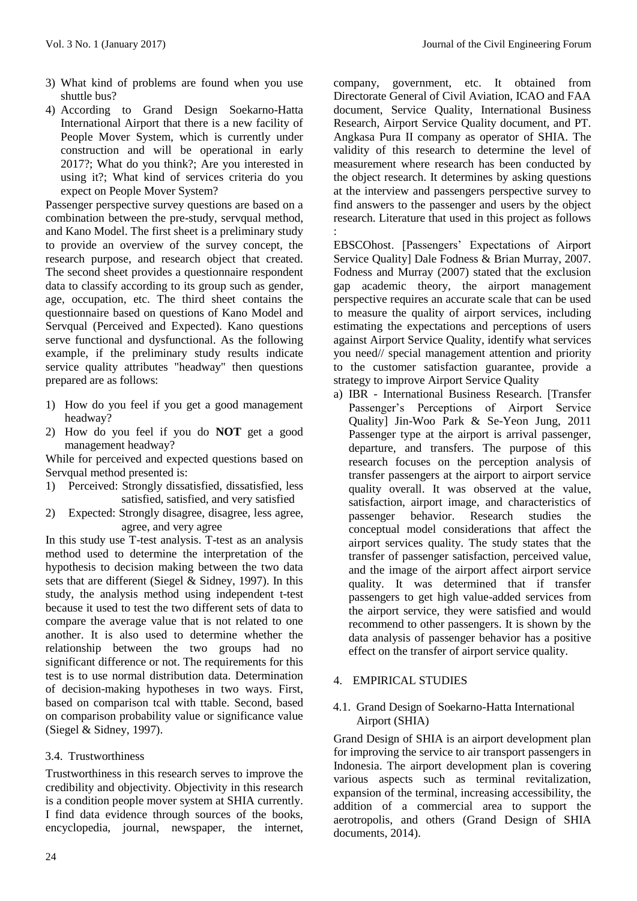3) What kind of problems are found when you use shuttle bus?
4) According to Grand Design Soekarno-Hatta International Airport that there is a new facility of People Mover System, which is currently under construction and will be operational in early 2017?; What do you think?; Are you interested in using it?; What kind of services criteria do you expect on People Mover System?

Passenger perspective survey questions are based on a combination between the pre-study, servqual method, and Kano Model. The first sheet is a preliminary study to provide an overview of the survey concept, the research purpose, and research object that created. The second sheet provides a questionnaire respondent data to classify according to its group such as gender, age, occupation, etc. The third sheet contains the questionnaire based on questions of Kano Model and Servqual (Perceived and Expected). Kano questions serve functional and dysfunctional. As the following example, if the preliminary study results indicate service quality attributes "headway" then questions prepared are as follows:

1) How do you feel if you get a good management headway?
2) How do you feel if you do **NOT** get a good management headway?

While for perceived and expected questions based on Servqual method presented is:

1) Perceived: Strongly dissatisfied, dissatisfied, less satisfied, satisfied, and very satisfied
2) Expected: Strongly disagree, disagree, less agree, agree, and very agree

In this study use T-test analysis. T-test as an analysis method used to determine the interpretation of the hypothesis to decision making between the two data sets that are different (Siegel & Sidney, 1997). In this study, the analysis method using independent t-test because it used to test the two different sets of data to compare the average value that is not related to one another. It is also used to determine whether the relationship between the two groups had no significant difference or not. The requirements for this test is to use normal distribution data. Determination of decision-making hypotheses in two ways. First, based on comparison tcal with ttable. Second, based on comparison probability value or significance value (Siegel & Sidney, 1997).

### 3.4. Trustworthiness

Trustworthiness in this research serves to improve the credibility and objectivity. Objectivity in this research is a condition people mover system at SHIA currently. I find data evidence through sources of the books, encyclopedia, journal, newspaper, the internet, company, government, etc. It obtained from Directorate General of Civil Aviation, ICAO and FAA document, Service Quality, International Business Research, Airport Service Quality document, and PT. Angkasa Pura II company as operator of SHIA. The validity of this research to determine the level of measurement where research has been conducted by the object research. It determines by asking questions at the interview and passengers perspective survey to find answers to the passenger and users by the object research. Literature that used in this project as follows :

EBSCOhost. [Passengers' Expectations of Airport Service Quality] Dale Fodness & Brian Murray, 2007. Fodness and Murray (2007) stated that the exclusion gap academic theory, the airport management perspective requires an accurate scale that can be used to measure the quality of airport services, including estimating the expectations and perceptions of users against Airport Service Quality, identify what services you need// special management attention and priority to the customer satisfaction guarantee, provide a strategy to improve Airport Service Quality

a) IBR - International Business Research. [Transfer Passenger's Perceptions of Airport Service Quality] Jin-Woo Park & Se-Yeon Jung, 2011 Passenger type at the airport is arrival passenger, departure, and transfers. The purpose of this research focuses on the perception analysis of transfer passengers at the airport to airport service quality overall. It was observed at the value, satisfaction, airport image, and characteristics of passenger behavior. Research studies the conceptual model considerations that affect the airport services quality. The study states that the transfer of passenger satisfaction, perceived value, and the image of the airport affect airport service quality. It was determined that if transfer passengers to get high value-added services from the airport service, they were satisfied and would recommend to other passengers. It is shown by the data analysis of passenger behavior has a positive effect on the transfer of airport service quality.

## 4. EMPIRICAL STUDIES

### 4.1. Grand Design of Soekarno-Hatta International Airport (SHIA)

Grand Design of SHIA is an airport development plan for improving the service to air transport passengers in Indonesia. The airport development plan is covering various aspects such as terminal revitalization, expansion of the terminal, increasing accessibility, the addition of a commercial area to support the aerotropolis, and others (Grand Design of SHIA documents, 2014).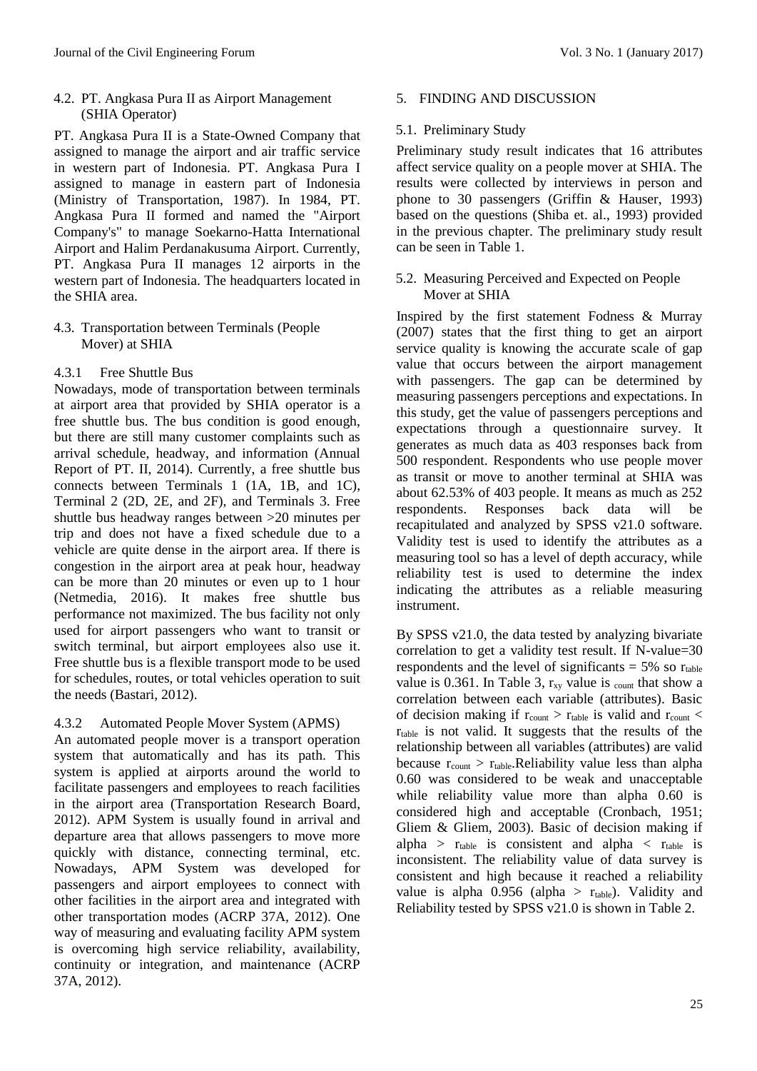### 4.2. PT. Angkasa Pura II as Airport Management (SHIA Operator)

PT. Angkasa Pura II is a State-Owned Company that assigned to manage the airport and air traffic service in western part of Indonesia. PT. Angkasa Pura I assigned to manage in eastern part of Indonesia (Ministry of Transportation, 1987). In 1984, PT. Angkasa Pura II formed and named the "Airport Company's" to manage Soekarno-Hatta International Airport and Halim Perdanakusuma Airport. Currently, PT. Angkasa Pura II manages 12 airports in the western part of Indonesia. The headquarters located in the SHIA area.

### 4.3. Transportation between Terminals (People Mover) at SHIA

#### 4.3.1 Free Shuttle Bus

Nowadays, mode of transportation between terminals at airport area that provided by SHIA operator is a free shuttle bus. The bus condition is good enough, but there are still many customer complaints such as arrival schedule, headway, and information (Annual Report of PT. II, 2014). Currently, a free shuttle bus connects between Terminals 1 (1A, 1B, and 1C), Terminal 2 (2D, 2E, and 2F), and Terminals 3. Free shuttle bus headway ranges between >20 minutes per trip and does not have a fixed schedule due to a vehicle are quite dense in the airport area. If there is congestion in the airport area at peak hour, headway can be more than 20 minutes or even up to 1 hour (Netmedia, 2016). It makes free shuttle bus performance not maximized. The bus facility not only used for airport passengers who want to transit or switch terminal, but airport employees also use it. Free shuttle bus is a flexible transport mode to be used for schedules, routes, or total vehicles operation to suit the needs (Bastari, 2012).

#### 4.3.2 Automated People Mover System (APMS)

An automated people mover is a transport operation system that automatically and has its path. This system is applied at airports around the world to facilitate passengers and employees to reach facilities in the airport area (Transportation Research Board, 2012). APM System is usually found in arrival and departure area that allows passengers to move more quickly with distance, connecting terminal, etc. Nowadays, APM System was developed for passengers and airport employees to connect with other facilities in the airport area and integrated with other transportation modes (ACRP 37A, 2012). One way of measuring and evaluating facility APM system is overcoming high service reliability, availability, continuity or integration, and maintenance (ACRP 37A, 2012).

## 5. FINDING AND DISCUSSION

### 5.1. Preliminary Study

Preliminary study result indicates that 16 attributes affect service quality on a people mover at SHIA. The results were collected by interviews in person and phone to 30 passengers (Griffin & Hauser, 1993) based on the questions (Shiba et. al., 1993) provided in the previous chapter. The preliminary study result can be seen in Table 1.

### 5.2. Measuring Perceived and Expected on People Mover at SHIA

Inspired by the first statement Fodness & Murray (2007) states that the first thing to get an airport service quality is knowing the accurate scale of gap value that occurs between the airport management with passengers. The gap can be determined by measuring passengers perceptions and expectations. In this study, get the value of passengers perceptions and expectations through a questionnaire survey. It generates as much data as 403 responses back from 500 respondent. Respondents who use people mover as transit or move to another terminal at SHIA was about 62.53% of 403 people. It means as much as 252 respondents. Responses back data will be recapitulated and analyzed by SPSS v21.0 software. Validity test is used to identify the attributes as a measuring tool so has a level of depth accuracy, while reliability test is used to determine the index indicating the attributes as a reliable measuring instrument.

By SPSS v21.0, the data tested by analyzing bivariate correlation to get a validity test result. If N-value=30 respondents and the level of significants = 5% so $r_{table}$ value is 0.361. In Table 3, $r_{xy}$ value is $_{count}$ that show a correlation between each variable (attributes). Basic of decision making if $r_{count} > r_{table}$ is valid and $r_{count} < r_{table}$ is not valid. It suggests that the results of the relationship between all variables (attributes) are valid because $r_{count} > r_{table}$.Reliability value less than alpha 0.60 was considered to be weak and unacceptable while reliability value more than alpha 0.60 is considered high and acceptable (Cronbach, 1951; Gliem & Gliem, 2003). Basic of decision making if alpha > $r_{table}$ is consistent and alpha < $r_{table}$ is inconsistent. The reliability value of data survey is consistent and high because it reached a reliability value is alpha 0.956 (alpha > $r_{table}$). Validity and Reliability tested by SPSS v21.0 is shown in Table 2.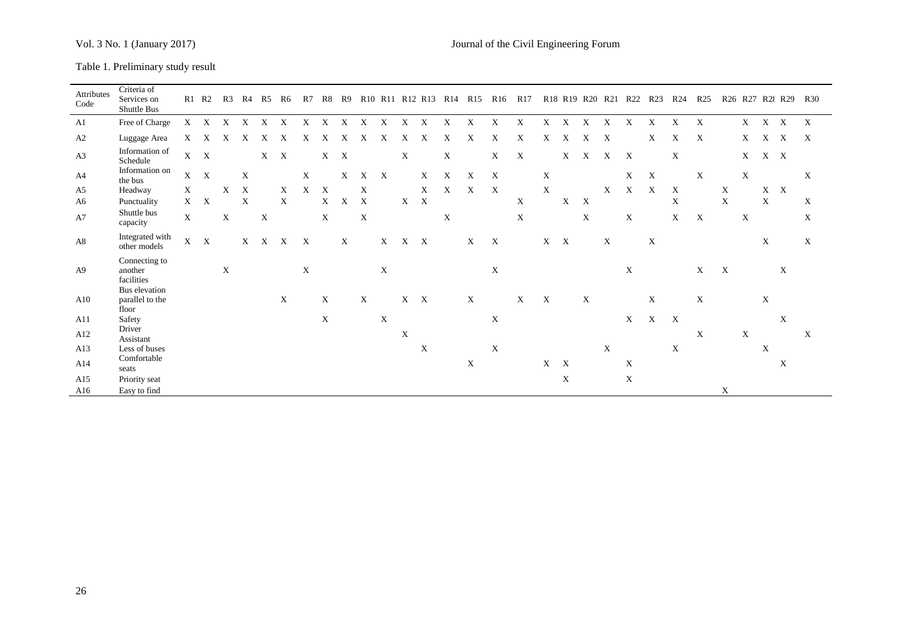Table 1. Preliminary study result

| Attributes Code | Criteria of Services on Shuttle Bus | R1 | R2 | R3 | R4 | R5 | R6 | R7 | R8 | R9 | R10 | R11 | R12 | R13 | R14 | R15 | R16 | R17 | R18 | R19 | R20 | R21 | R22 | R23 | R24 | R25 | R26 | R27 | R28 | R29 | R30 |
|---|---|---|---|---|---|---|---|---|---|---|---|---|---|---|---|---|---|---|---|---|---|---|---|---|---|---|---|---|---|---|---|
| A1 | Free of Charge | X | X | X | X | X | X | X | X | X | X | X | X | X | X | X | X | X | X | X | X | X | X | X | X | X | | X | X | X | X |
| A2 | Luggage Area | X | X | X | X | X | X | X | X | X | X | X | X | X | X | X | X | X | X | X | X | X | | X | X | X | | X | X | X | X |
| A3 | Information of Schedule | X | X | | | X | X | | X | X | | | X | | X | | X | X | | X | X | X | X | | X | | | X | X | X | |
| A4 | Information on the bus | X | X | | X | | | X | | X | X | X | | X | X | X | X | | X | | | | X | X | | X | | X | | | X |
| A5 | Headway | X | | X | X | | X | X | X | | X | | | X | X | X | X | | X | | | X | X | X | X | | X | | X | X | |
| A6 | Punctuality | X | X | | X | | X | | X | X | X | | X | X | | | | X | | X | X | | | | X | | X | | X | | X |
| A7 | Shuttle bus capacity | X | | X | | X | | | X | | X | | | | X | | | X | | | X | | X | | X | X | | X | | | X |
| A8 | Integrated with other models | X | X | | X | X | X | X | | X | | X | X | X | | X | X | | X | X | | X | | X | | | | | X | | X |
| A9 | Connecting to another facilities | | | X | | | | X | | | | X | | | | | X | | | | | | X | | | X | X | | | X | |
| A10 | Bus elevation parallel to the floor | | | | | | X | | X | | X | | X | X | | X | | X | X | | X | | | X | | X | | | X | | |
| A11 | Safety | | | | | | | | X | | | X | | | | | X | | | | | | X | X | X | | | | | X | |
| A12 | Driver Assistant | | | | | | | | | | | | X | | | | | | | | | | | | | X | | X | | | X |
| A13 | Less of buses | | | | | | | | | | | | | X | | | X | | | | | X | | | X | | | | X | | |
| A14 | Comfortable seats | | | | | | | | | | | | | | | X | | | X | X | | | X | | | | | | | X | |
| A15 | Priority seat | | | | | | | | | | | | | | | | | | | X | | | X | | | | | | | | |
| A16 | Easy to find | | | | | | | | | | | | | | | | | | | | | | | | | | X | | | | |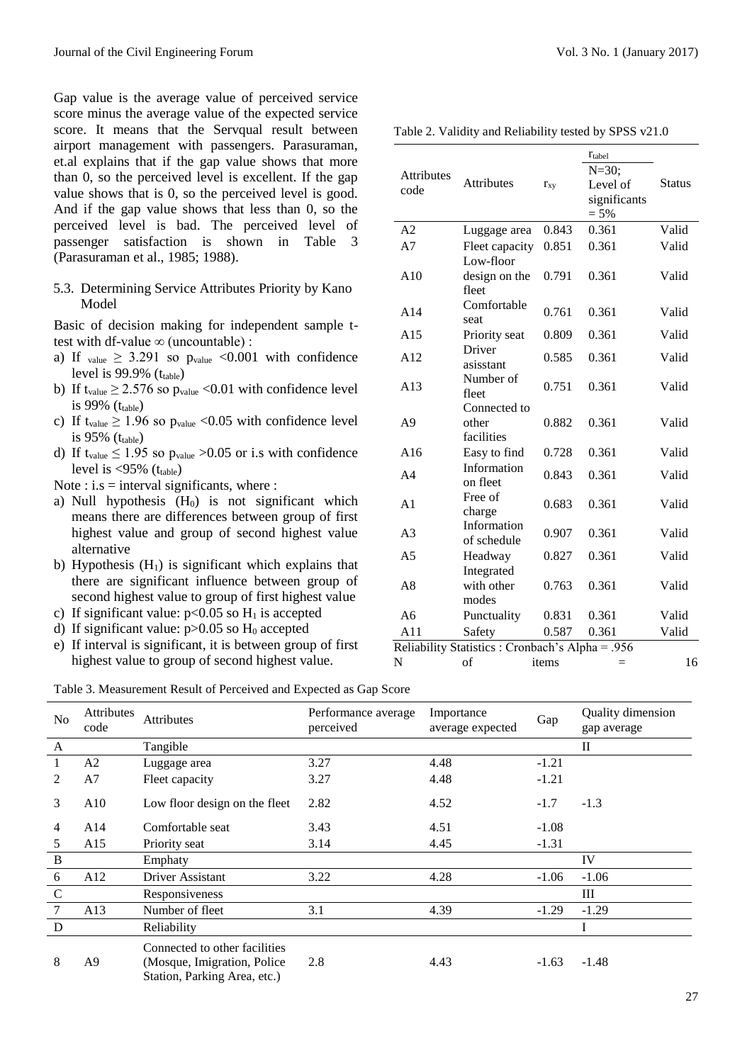Gap value is the average value of perceived service score minus the average value of the expected service score. It means that the Servqual result between airport management with passengers. Parasuraman, et.al explains that if the gap value shows that more than 0, so the perceived level is excellent. If the gap value shows that is 0, so the perceived level is good. And if the gap value shows that less than 0, so the perceived level is bad. The perceived level of passenger satisfaction is shown in Table 3 (Parasuraman et al., 1985; 1988).

### 5.3. Determining Service Attributes Priority by Kano Model

Basic of decision making for independent sample t-test with df-value ∞ (uncountable) :

a) If $_{value}$ ≥ 3.291 so $p_{value}$ <0.001 with confidence level is 99.9% ($t_{table}$)
b) If $t_{value} \geq 2.576$ so $p_{value}$ <0.01 with confidence level is 99% ($t_{table}$)
c) If $t_{value} \geq 1.96$ so $p_{value}$ <0.05 with confidence level is 95% ($t_{table}$)
d) If $t_{value} \leq 1.95$ so $p_{value}$ >0.05 or i.s with confidence level is <95% ($t_{table}$)

Note : i.s = interval significants, where :

a) Null hypothesis ($H_0$) is not significant which means there are differences between group of first highest value and group of second highest value alternative
b) Hypothesis ($H_1$) is significant which explains that there are significant influence between group of second highest value to group of first highest value
c) If significant value: $p<0.05$ so $H_1$ is accepted
d) If significant value: $p>0.05$ so $H_0$ accepted
e) If interval is significant, it is between group of first highest value to group of second highest value.

Table 2. Validity and Reliability tested by SPSS v21.0

| Attributes code | Attributes | $r_{xy}$ | $r_{tabel}$ N=30; Level of significants = 5% | Status |
|---|---|---|---|---|
| A2 | Luggage area | 0.843 | 0.361 | Valid |
| A7 | Fleet capacity | 0.851 | 0.361 | Valid |
| A10 | Low-floor design on the fleet | 0.791 | 0.361 | Valid |
| A14 | Comfortable seat | 0.761 | 0.361 | Valid |
| A15 | Priority seat | 0.809 | 0.361 | Valid |
| A12 | Driver asisstant | 0.585 | 0.361 | Valid |
| A13 | Number of fleet | 0.751 | 0.361 | Valid |
| A9 | Connected to other facilities | 0.882 | 0.361 | Valid |
| A16 | Easy to find | 0.728 | 0.361 | Valid |
| A4 | Information on fleet | 0.843 | 0.361 | Valid |
| A1 | Free of charge | 0.683 | 0.361 | Valid |
| A3 | Information of schedule | 0.907 | 0.361 | Valid |
| A5 | Headway | 0.827 | 0.361 | Valid |
| A8 | Integrated with other modes | 0.763 | 0.361 | Valid |
| A6 | Punctuality | 0.831 | 0.361 | Valid |
| A11 | Safety | 0.587 | 0.361 | Valid |

Reliability Statistics : Cronbach's Alpha = .956
N of items = 16

Table 3. Measurement Result of Perceived and Expected as Gap Score

| No | Attributes code | Attributes | Performance average perceived | Importance average expected | Gap | Quality dimension gap average |
|---|---|---|---|---|---|---|
| A | | Tangible | | | | II |
| 1 | A2 | Luggage area | 3.27 | 4.48 | -1.21 | |
| 2 | A7 | Fleet capacity | 3.27 | 4.48 | -1.21 | |
| 3 | A10 | Low floor design on the fleet | 2.82 | 4.52 | -1.7 | -1.3 |
| 4 | A14 | Comfortable seat | 3.43 | 4.51 | -1.08 | |
| 5 | A15 | Priority seat | 3.14 | 4.45 | -1.31 | |
| B | | Emphaty | | | | IV |
| 6 | A12 | Driver Assistant | 3.22 | 4.28 | -1.06 | -1.06 |
| C | | Responsiveness | | | | III |
| 7 | A13 | Number of fleet | 3.1 | 4.39 | -1.29 | -1.29 |
| D | | Reliability | | | | I |
| 8 | A9 | Connected to other facilities (Mosque, Imigration, Police Station, Parking Area, etc.) | 2.8 | 4.43 | -1.63 | -1.48 |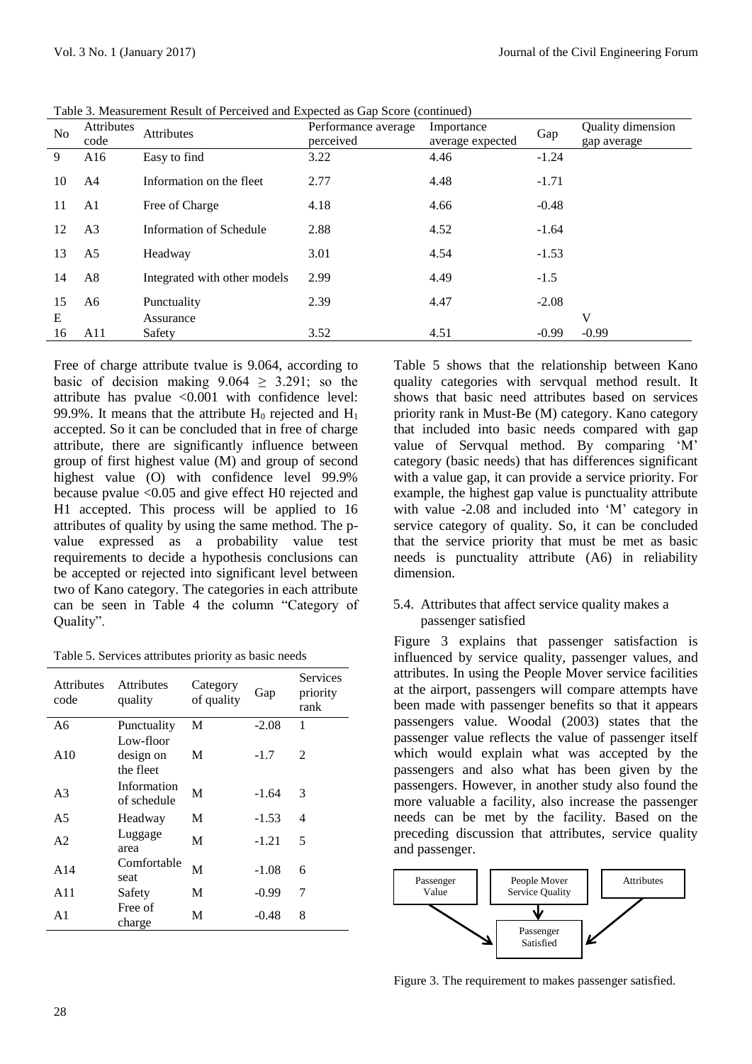Table 3. Measurement Result of Perceived and Expected as Gap Score (continued)

| No | Attributes code | Attributes | Performance average perceived | Importance average expected | Gap | Quality dimension gap average |
|---|---|---|---|---|---|---|
| 9 | A16 | Easy to find | 3.22 | 4.46 | -1.24 | |
| 10 | A4 | Information on the fleet | 2.77 | 4.48 | -1.71 | |
| 11 | A1 | Free of Charge | 4.18 | 4.66 | -0.48 | |
| 12 | A3 | Information of Schedule | 2.88 | 4.52 | -1.64 | |
| 13 | A5 | Headway | 3.01 | 4.54 | -1.53 | |
| 14 | A8 | Integrated with other models | 2.99 | 4.49 | -1.5 | |
| 15 | A6 | Punctuality | 2.39 | 4.47 | -2.08 | |
| E | | Assurance | | | | V |
| 16 | A11 | Safety | 3.52 | 4.51 | -0.99 | -0.99 |

Free of charge attribute tvalue is 9.064, according to basic of decision making $9.064 \geq 3.291$; so the attribute has pvalue <0.001 with confidence level: 99.9%. It means that the attribute $H_0$ rejected and $H_1$ accepted. So it can be concluded that in free of charge attribute, there are significantly influence between group of first highest value (M) and group of second highest value (O) with confidence level 99.9% because pvalue <0.05 and give effect H0 rejected and H1 accepted. This process will be applied to 16 attributes of quality by using the same method. The p-value expressed as a probability value test requirements to decide a hypothesis conclusions can be accepted or rejected into significant level between two of Kano category. The categories in each attribute can be seen in Table 4 the column "Category of Quality".

Table 5. Services attributes priority as basic needs

| Attributes code | Attributes quality | Category of quality | Gap | Services priority rank |
|---|---|---|---|---|
| A6 | Punctuality | M | -2.08 | 1 |
| A10 | Low-floor design on the fleet | M | -1.7 | 2 |
| A3 | Information of schedule | M | -1.64 | 3 |
| A5 | Headway | M | -1.53 | 4 |
| A2 | Luggage area | M | -1.21 | 5 |
| A14 | Comfortable seat | M | -1.08 | 6 |
| A11 | Safety | M | -0.99 | 7 |
| A1 | Free of charge | M | -0.48 | 8 |

Table 5 shows that the relationship between Kano quality categories with servqual method result. It shows that basic need attributes based on services priority rank in Must-Be (M) category. Kano category that included into basic needs compared with gap value of Servqual method. By comparing 'M' category (basic needs) that has differences significant with a value gap, it can provide a service priority. For example, the highest gap value is punctuality attribute with value -2.08 and included into 'M' category in service category of quality. So, it can be concluded that the service priority that must be met as basic needs is punctuality attribute (A6) in reliability dimension.

## 5.4. Attributes that affect service quality makes a passenger satisfied

Figure 3 explains that passenger satisfaction is influenced by service quality, passenger values, and attributes. In using the People Mover service facilities at the airport, passengers will compare attempts have been made with passenger benefits so that it appears passengers value. Woodal (2003) states that the passenger value reflects the value of passenger itself which would explain what was accepted by the passengers and also what has been given by the passengers. However, in another study also found the more valuable a facility, also increase the passenger needs can be met by the facility. Based on the preceding discussion that attributes, service quality and passenger.

Passenger Value | People Mover Service Quality | Attributes → Passenger Satisfied

Figure 3. The requirement to makes passenger satisfied.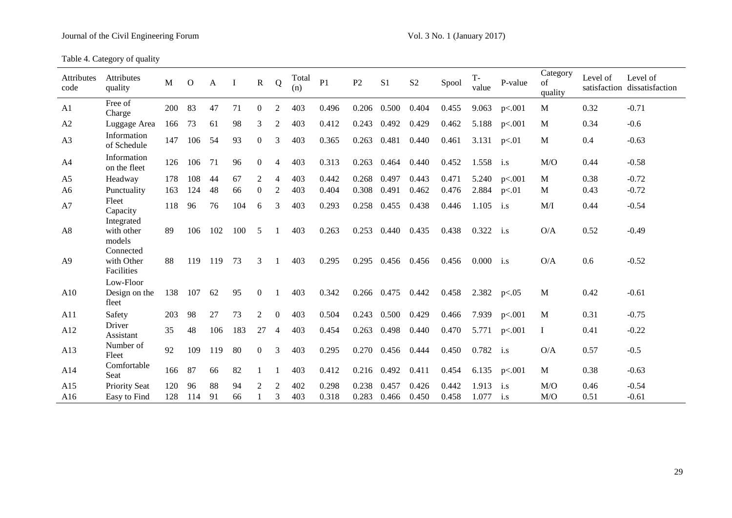Table 4. Category of quality

| Attributes code | Attributes quality | M | O | A | I | R | Q | Total (n) | P1 | P2 | S1 | S2 | Spool | T-value | P-value | Category of quality | Level of satisfaction | Level of dissatisfaction |
|---|---|---|---|---|---|---|---|---|---|---|---|---|---|---|---|---|---|---|
| A1 | Free of Charge | 200 | 83 | 47 | 71 | 0 | 2 | 403 | 0.496 | 0.206 | 0.500 | 0.404 | 0.455 | 9.063 | p<.001 | M | 0.32 | -0.71 |
| A2 | Luggage Area | 166 | 73 | 61 | 98 | 3 | 2 | 403 | 0.412 | 0.243 | 0.492 | 0.429 | 0.462 | 5.188 | p<.001 | M | 0.34 | -0.6 |
| A3 | Information of Schedule | 147 | 106 | 54 | 93 | 0 | 3 | 403 | 0.365 | 0.263 | 0.481 | 0.440 | 0.461 | 3.131 | p<.01 | M | 0.4 | -0.63 |
| A4 | Information on the fleet | 126 | 106 | 71 | 96 | 0 | 4 | 403 | 0.313 | 0.263 | 0.464 | 0.440 | 0.452 | 1.558 | i.s | M/O | 0.44 | -0.58 |
| A5 | Headway | 178 | 108 | 44 | 67 | 2 | 4 | 403 | 0.442 | 0.268 | 0.497 | 0.443 | 0.471 | 5.240 | p<.001 | M | 0.38 | -0.72 |
| A6 | Punctuality | 163 | 124 | 48 | 66 | 0 | 2 | 403 | 0.404 | 0.308 | 0.491 | 0.462 | 0.476 | 2.884 | p<.01 | M | 0.43 | -0.72 |
| A7 | Fleet Capacity | 118 | 96 | 76 | 104 | 6 | 3 | 403 | 0.293 | 0.258 | 0.455 | 0.438 | 0.446 | 1.105 | i.s | M/I | 0.44 | -0.54 |
| A8 | Integrated with other models | 89 | 106 | 102 | 100 | 5 | 1 | 403 | 0.263 | 0.253 | 0.440 | 0.435 | 0.438 | 0.322 | i.s | O/A | 0.52 | -0.49 |
| A9 | Connected with Other Facilities | 88 | 119 | 119 | 73 | 3 | 1 | 403 | 0.295 | 0.295 | 0.456 | 0.456 | 0.456 | 0.000 | i.s | O/A | 0.6 | -0.52 |
| A10 | Low-Floor Design on the fleet | 138 | 107 | 62 | 95 | 0 | 1 | 403 | 0.342 | 0.266 | 0.475 | 0.442 | 0.458 | 2.382 | p<.05 | M | 0.42 | -0.61 |
| A11 | Safety | 203 | 98 | 27 | 73 | 2 | 0 | 403 | 0.504 | 0.243 | 0.500 | 0.429 | 0.466 | 7.939 | p<.001 | M | 0.31 | -0.75 |
| A12 | Driver Assistant | 35 | 48 | 106 | 183 | 27 | 4 | 403 | 0.454 | 0.263 | 0.498 | 0.440 | 0.470 | 5.771 | p<.001 | I | 0.41 | -0.22 |
| A13 | Number of Fleet | 92 | 109 | 119 | 80 | 0 | 3 | 403 | 0.295 | 0.270 | 0.456 | 0.444 | 0.450 | 0.782 | i.s | O/A | 0.57 | -0.5 |
| A14 | Comfortable Seat | 166 | 87 | 66 | 82 | 1 | 1 | 403 | 0.412 | 0.216 | 0.492 | 0.411 | 0.454 | 6.135 | p<.001 | M | 0.38 | -0.63 |
| A15 | Priority Seat | 120 | 96 | 88 | 94 | 2 | 2 | 402 | 0.298 | 0.238 | 0.457 | 0.426 | 0.442 | 1.913 | i.s | M/O | 0.46 | -0.54 |
| A16 | Easy to Find | 128 | 114 | 91 | 66 | 1 | 3 | 403 | 0.318 | 0.283 | 0.466 | 0.450 | 0.458 | 1.077 | i.s | M/O | 0.51 | -0.61 |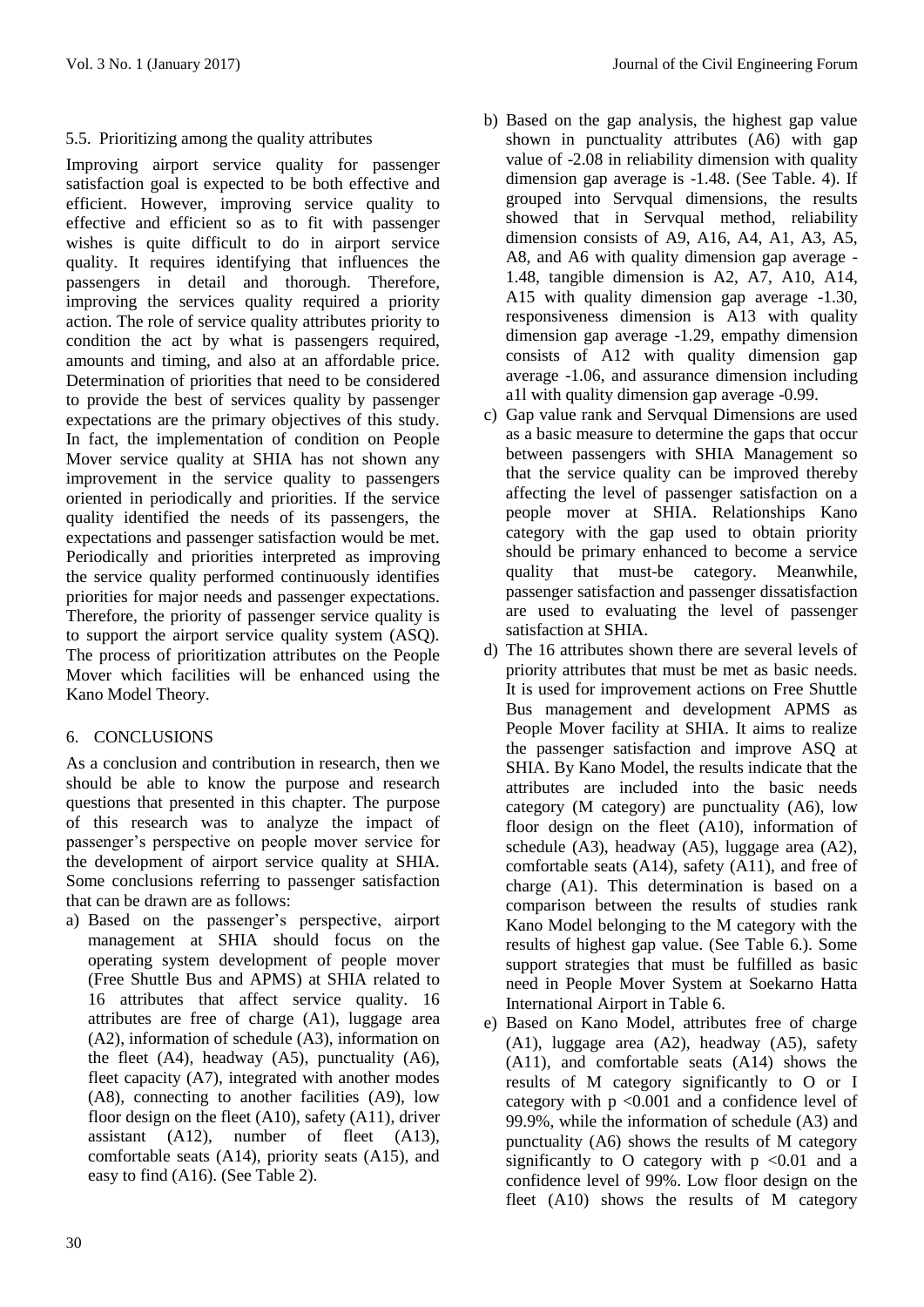### 5.5. Prioritizing among the quality attributes

Improving airport service quality for passenger satisfaction goal is expected to be both effective and efficient. However, improving service quality to effective and efficient so as to fit with passenger wishes is quite difficult to do in airport service quality. It requires identifying that influences the passengers in detail and thorough. Therefore, improving the services quality required a priority action. The role of service quality attributes priority to condition the act by what is passengers required, amounts and timing, and also at an affordable price. Determination of priorities that need to be considered to provide the best of services quality by passenger expectations are the primary objectives of this study. In fact, the implementation of condition on People Mover service quality at SHIA has not shown any improvement in the service quality to passengers oriented in periodically and priorities. If the service quality identified the needs of its passengers, the expectations and passenger satisfaction would be met. Periodically and priorities interpreted as improving the service quality performed continuously identifies priorities for major needs and passenger expectations. Therefore, the priority of passenger service quality is to support the airport service quality system (ASQ). The process of prioritization attributes on the People Mover which facilities will be enhanced using the Kano Model Theory.

## 6. CONCLUSIONS

As a conclusion and contribution in research, then we should be able to know the purpose and research questions that presented in this chapter. The purpose of this research was to analyze the impact of passenger's perspective on people mover service for the development of airport service quality at SHIA. Some conclusions referring to passenger satisfaction that can be drawn are as follows:

a) Based on the passenger's perspective, airport management at SHIA should focus on the operating system development of people mover (Free Shuttle Bus and APMS) at SHIA related to 16 attributes that affect service quality. 16 attributes are free of charge (A1), luggage area (A2), information of schedule (A3), information on the fleet (A4), headway (A5), punctuality (A6), fleet capacity (A7), integrated with another modes (A8), connecting to another facilities (A9), low floor design on the fleet (A10), safety (A11), driver assistant (A12), number of fleet (A13), comfortable seats (A14), priority seats (A15), and easy to find (A16). (See Table 2).

b) Based on the gap analysis, the highest gap value shown in punctuality attributes (A6) with gap value of -2.08 in reliability dimension with quality dimension gap average is -1.48. (See Table. 4). If grouped into Servqual dimensions, the results showed that in Servqual method, reliability dimension consists of A9, A16, A4, A1, A3, A5, A8, and A6 with quality dimension gap average -1.48, tangible dimension is A2, A7, A10, A14, A15 with quality dimension gap average -1.30, responsiveness dimension is A13 with quality dimension gap average -1.29, empathy dimension consists of A12 with quality dimension gap average -1.06, and assurance dimension including a1l with quality dimension gap average -0.99.

c) Gap value rank and Servqual Dimensions are used as a basic measure to determine the gaps that occur between passengers with SHIA Management so that the service quality can be improved thereby affecting the level of passenger satisfaction on a people mover at SHIA. Relationships Kano category with the gap used to obtain priority should be primary enhanced to become a service quality that must-be category. Meanwhile, passenger satisfaction and passenger dissatisfaction are used to evaluating the level of passenger satisfaction at SHIA.

d) The 16 attributes shown there are several levels of priority attributes that must be met as basic needs. It is used for improvement actions on Free Shuttle Bus management and development APMS as People Mover facility at SHIA. It aims to realize the passenger satisfaction and improve ASQ at SHIA. By Kano Model, the results indicate that the attributes are included into the basic needs category (M category) are punctuality (A6), low floor design on the fleet (A10), information of schedule (A3), headway (A5), luggage area (A2), comfortable seats (A14), safety (A11), and free of charge (A1). This determination is based on a comparison between the results of studies rank Kano Model belonging to the M category with the results of highest gap value. (See Table 6.). Some support strategies that must be fulfilled as basic need in People Mover System at Soekarno Hatta International Airport in Table 6.

e) Based on Kano Model, attributes free of charge (A1), luggage area (A2), headway (A5), safety (A11), and comfortable seats (A14) shows the results of M category significantly to O or I category with $p < 0.001$ and a confidence level of 99.9%, while the information of schedule (A3) and punctuality (A6) shows the results of M category significantly to O category with $p < 0.01$ and a confidence level of 99%. Low floor design on the fleet (A10) shows the results of M category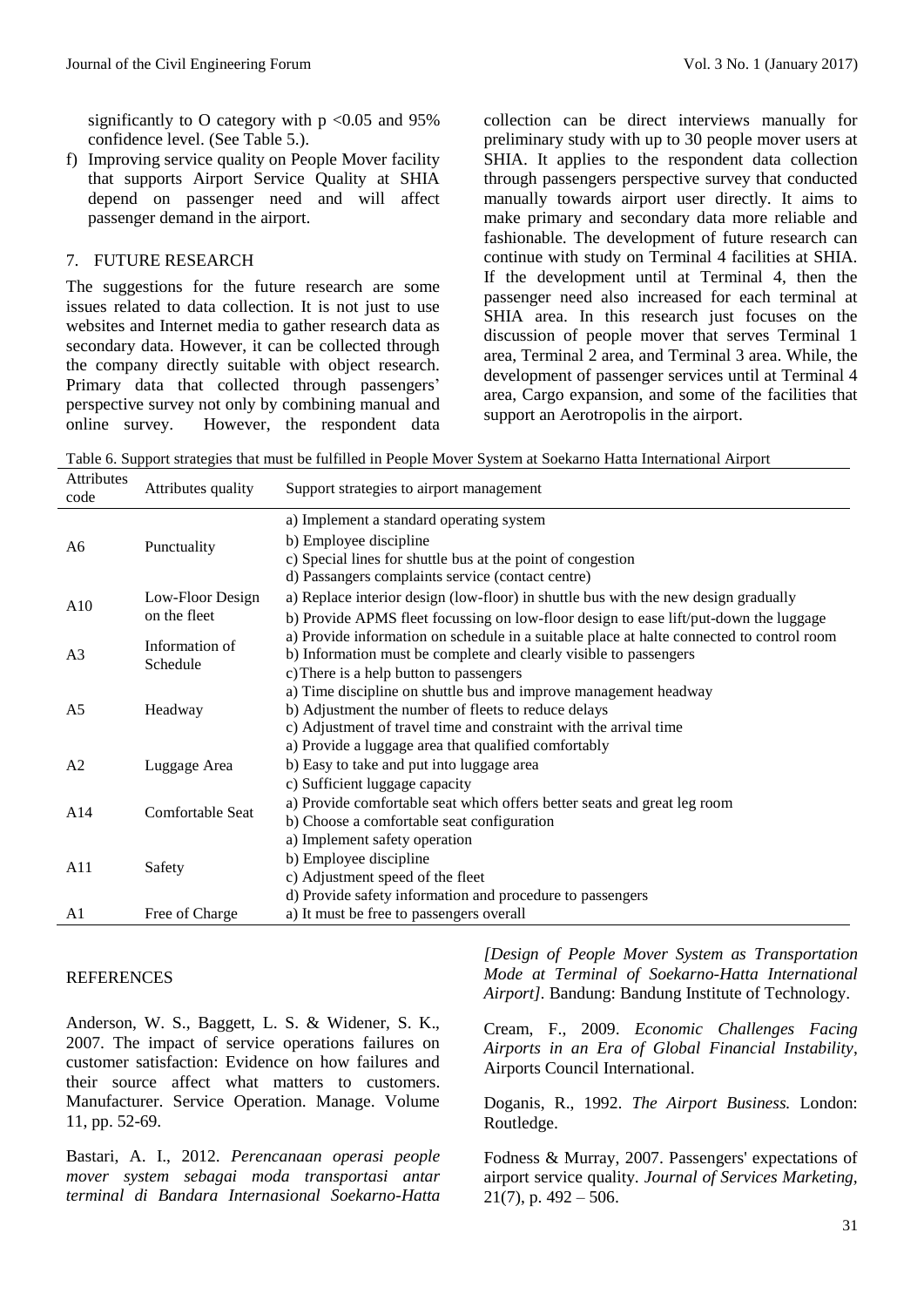significantly to O category with $p < 0.05$ and 95% confidence level. (See Table 5.).

f) Improving service quality on People Mover facility that supports Airport Service Quality at SHIA depend on passenger need and will affect passenger demand in the airport.

## 7. FUTURE RESEARCH

The suggestions for the future research are some issues related to data collection. It is not just to use websites and Internet media to gather research data as secondary data. However, it can be collected through the company directly suitable with object research. Primary data that collected through passengers' perspective survey not only by combining manual and online survey. However, the respondent data collection can be direct interviews manually for preliminary study with up to 30 people mover users at SHIA. It applies to the respondent data collection through passengers perspective survey that conducted manually towards airport user directly. It aims to make primary and secondary data more reliable and fashionable. The development of future research can continue with study on Terminal 4 facilities at SHIA. If the development until at Terminal 4, then the passenger need also increased for each terminal at SHIA area. In this research just focuses on the discussion of people mover that serves Terminal 1 area, Terminal 2 area, and Terminal 3 area. While, the development of passenger services until at Terminal 4 area, Cargo expansion, and some of the facilities that support an Aerotropolis in the airport.

Table 6. Support strategies that must be fulfilled in People Mover System at Soekarno Hatta International Airport

| Attributes code | Attributes quality | Support strategies to airport management |
|---|---|---|
| A6 | Punctuality | a) Implement a standard operating system<br>b) Employee discipline<br>c) Special lines for shuttle bus at the point of congestion<br>d) Passangers complaints service (contact centre) |
| A10 | Low-Floor Design on the fleet | a) Replace interior design (low-floor) in shuttle bus with the new design gradually<br>b) Provide APMS fleet focussing on low-floor design to ease lift/put-down the luggage |
| A3 | Information of Schedule | a) Provide information on schedule in a suitable place at halte connected to control room<br>b) Information must be complete and clearly visible to passengers<br>c) There is a help button to passengers |
| A5 | Headway | a) Time discipline on shuttle bus and improve management headway<br>b) Adjustment the number of fleets to reduce delays<br>c) Adjustment of travel time and constraint with the arrival time |
| A2 | Luggage Area | a) Provide a luggage area that qualified comfortably<br>b) Easy to take and put into luggage area<br>c) Sufficient luggage capacity |
| A14 | Comfortable Seat | a) Provide comfortable seat which offers better seats and great leg room<br>b) Choose a comfortable seat configuration |
| A11 | Safety | a) Implement safety operation<br>b) Employee discipline<br>c) Adjustment speed of the fleet<br>d) Provide safety information and procedure to passengers |
| A1 | Free of Charge | a) It must be free to passengers overall |

## REFERENCES

Anderson, W. S., Baggett, L. S. & Widener, S. K., 2007. The impact of service operations failures on customer satisfaction: Evidence on how failures and their source affect what matters to customers. Manufacturer. Service Operation. Manage. Volume 11, pp. 52-69.

Bastari, A. I., 2012. *Perencanaan operasi people mover system sebagai moda transportasi antar terminal di Bandara Internasional Soekarno-Hatta [Design of People Mover System as Transportation Mode at Terminal of Soekarno-Hatta International Airport]*. Bandung: Bandung Institute of Technology.

Cream, F., 2009. *Economic Challenges Facing Airports in an Era of Global Financial Instability*, Airports Council International.

Doganis, R., 1992. *The Airport Business.* London: Routledge.

Fodness & Murray, 2007. Passengers' expectations of airport service quality. *Journal of Services Marketing*, 21(7), p. 492 – 506.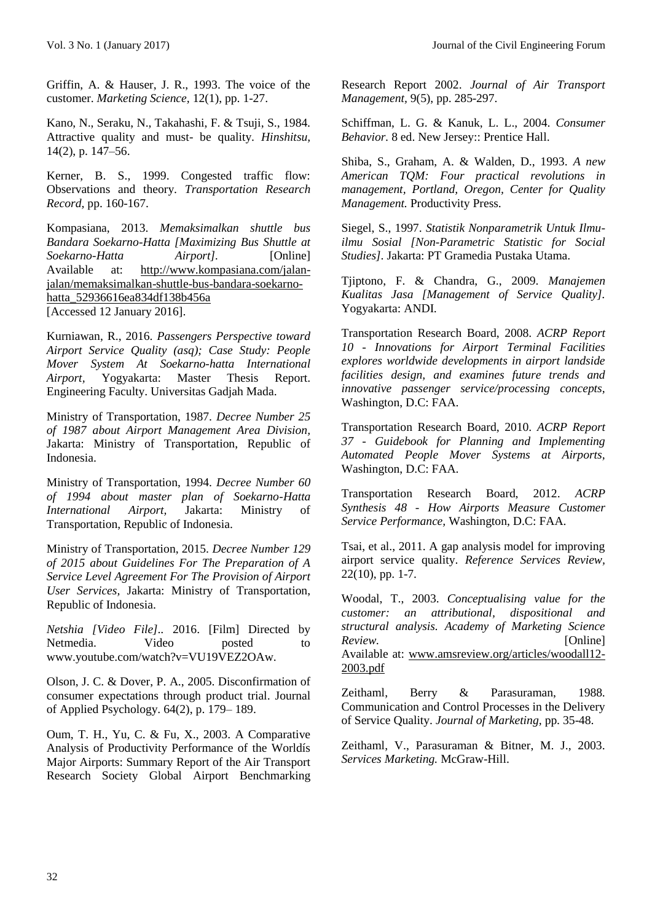Griffin, A. & Hauser, J. R., 1993. The voice of the customer. *Marketing Science*, 12(1), pp. 1-27.

Kano, N., Seraku, N., Takahashi, F. & Tsuji, S., 1984. Attractive quality and must- be quality. *Hinshitsu*, 14(2), p. 147–56.

Kerner, B. S., 1999. Congested traffic flow: Observations and theory. *Transportation Research Record*, pp. 160-167.

Kompasiana, 2013. *Memaksimalkan shuttle bus Bandara Soekarno-Hatta [Maximizing Bus Shuttle at Soekarno-Hatta Airport].* [Online] Available at: http://www.kompasiana.com/jalan-jalan/memaksimalkan-shuttle-bus-bandara-soekarno-hatta_52936616ea834df138b456a
[Accessed 12 January 2016].

Kurniawan, R., 2016. *Passengers Perspective toward Airport Service Quality (asq); Case Study: People Mover System At Soekarno-hatta International Airport*, Yogyakarta: Master Thesis Report. Engineering Faculty. Universitas Gadjah Mada.

Ministry of Transportation, 1987. *Decree Number 25 of 1987 about Airport Management Area Division*, Jakarta: Ministry of Transportation, Republic of Indonesia.

Ministry of Transportation, 1994. *Decree Number 60 of 1994 about master plan of Soekarno-Hatta International Airport*, Jakarta: Ministry of Transportation, Republic of Indonesia.

Ministry of Transportation, 2015. *Decree Number 129 of 2015 about Guidelines For The Preparation of A Service Level Agreement For The Provision of Airport User Services*, Jakarta: Ministry of Transportation, Republic of Indonesia.

*Netshia [Video File]..* 2016. [Film] Directed by Netmedia. Video posted to www.youtube.com/watch?v=VU19VEZ2OAw.

Olson, J. C. & Dover, P. A., 2005. Disconfirmation of consumer expectations through product trial. Journal of Applied Psychology. 64(2), p. 179– 189.

Oum, T. H., Yu, C. & Fu, X., 2003. A Comparative Analysis of Productivity Performance of the Worldís Major Airports: Summary Report of the Air Transport Research Society Global Airport Benchmarking Research Report 2002. *Journal of Air Transport Management*, 9(5), pp. 285-297.

Schiffman, L. G. & Kanuk, L. L., 2004. *Consumer Behavior*. 8 ed. New Jersey:: Prentice Hall.

Shiba, S., Graham, A. & Walden, D., 1993. *A new American TQM: Four practical revolutions in management, Portland, Oregon, Center for Quality Management.* Productivity Press.

Siegel, S., 1997. *Statistik Nonparametrik Untuk Ilmu-ilmu Sosial [Non-Parametric Statistic for Social Studies]*. Jakarta: PT Gramedia Pustaka Utama.

Tjiptono, F. & Chandra, G., 2009. *Manajemen Kualitas Jasa [Management of Service Quality]*. Yogyakarta: ANDI.

Transportation Research Board, 2008. *ACRP Report 10 - Innovations for Airport Terminal Facilities explores worldwide developments in airport landside facilities design, and examines future trends and innovative passenger service/processing concepts*, Washington, D.C: FAA.

Transportation Research Board, 2010. *ACRP Report 37 - Guidebook for Planning and Implementing Automated People Mover Systems at Airports*, Washington, D.C: FAA.

Transportation Research Board, 2012. *ACRP Synthesis 48 - How Airports Measure Customer Service Performance*, Washington, D.C: FAA.

Tsai, et al., 2011. A gap analysis model for improving airport service quality. *Reference Services Review*, 22(10), pp. 1-7.

Woodal, T., 2003. *Conceptualising value for the customer: an attributional, dispositional and structural analysis. Academy of Marketing Science Review.* [Online]
Available at: www.amsreview.org/articles/woodall12-2003.pdf

Zeithaml, Berry & Parasuraman, 1988. Communication and Control Processes in the Delivery of Service Quality. *Journal of Marketing*, pp. 35-48.

Zeithaml, V., Parasuraman & Bitner, M. J., 2003. *Services Marketing.* McGraw-Hill.